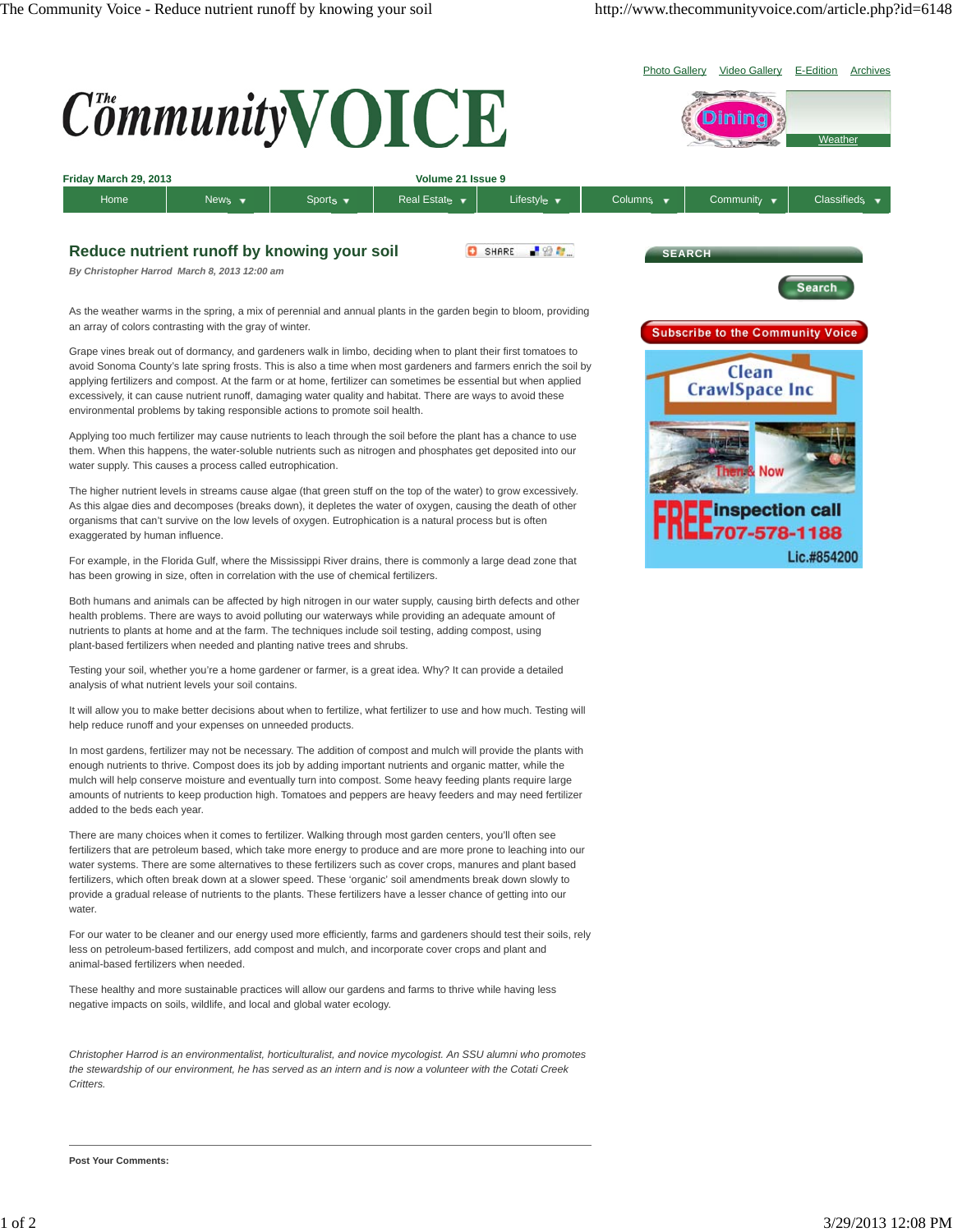# Reduce nutrient runoff by knowing your soil

*By Christopher Harrod March 8, 2013 12:00 am*

As the weather warms in the spring, a mix of perennial and annual plants in the garden begin to bloom, providing an array of colors contrasting with the gray of winter.

Grape vines break out of dormancy, and gardeners walk in limbo, deciding when to plant their first tomatoes to avoid Sonoma County's late spring frosts. This is also a time when most gardeners and farmers enrich the soil by applying fertilizers and compost. At the farm or at home, fertilizer can sometimes be essential but when applied excessively, it can cause nutrient runoff, damaging water quality and habitat. There are ways to avoid these environmental problems by taking responsible actions to promote soil health.

Applying too much fertilizer may cause nutrients to leach through the soil before the plant has a chance to use them. When this happens, the water-soluble nutrients such as nitrogen and phosphates get deposited into our water supply. This causes a process called eutrophication.

The higher nutrient levels in streams cause algae (that green stuff on the top of the water) to grow excessively. As this algae dies and decomposes (breaks down), it depletes the water of oxygen, causing the death of other organisms that can't survive on the low levels of oxygen. Eutrophication is a natural process but is often exaggerated by human influence.

For example, in the Florida Gulf, where the Mississippi River drains, there is commonly a large dead zone that has been growing in size, often in correlation with the use of chemical fertilizers.

Both humans and animals can be affected by high nitrogen in our water supply, causing birth defects and other health problems. There are ways to avoid polluting our waterways while providing an adequate amount of nutrients to plants at home and at the farm. The techniques include soil testing, adding compost, using plant-based fertilizers when needed and planting native trees and shrubs.

Testing your soil, whether you're a home gardener or farmer, is a great idea. Why? It can provide a detailed analysis of what nutrient levels your soil contains.

It will allow you to make better decisions about when to fertilize, what fertilizer to use and how much. Testing will help reduce runoff and your expenses on unneeded products.

In most gardens, fertilizer may not be necessary. The addition of compost and mulch will provide the plants with enough nutrients to thrive. Compost does its job by adding important nutrients and organic matter, while the mulch will help conserve moisture and eventually turn into compost. Some heavy feeding plants require large amounts of nutrients to keep production high. Tomatoes and peppers are heavy feeders and may need fertilizer added to the beds each year.

There are many choices when it comes to fertilizer. Walking through most garden centers, you'll often see fertilizers that are petroleum based, which take more energy to produce and are more prone to leaching into our water systems. There are some alternatives to these fertilizers such as cover crops, manures and plant based fertilizers, which often break down at a slower speed. These 'organic' soil amendments break down slowly to provide a gradual release of nutrients to the plants. These fertilizers have a lesser chance of getting into our water.

For our water to be cleaner and our energy used more efficiently, farms and gardeners should test their soils, rely less on petroleum-based fertilizers, add compost and mulch, and incorporate cover crops and plant and animal-based fertilizers when needed.

These healthy and more sustainable practices will allow our gardens and farms to thrive while having less negative impacts on soils, wildlife, and local and global water ecology.

*Christopher Harrod is an environmentalist, horticulturalist, and novice mycologist. An SSU alumni who promotes the stewardship of our environment, he has served as an intern and is now a volunteer with the Cotati Creek Critters.*

---

**Post Your Comments:**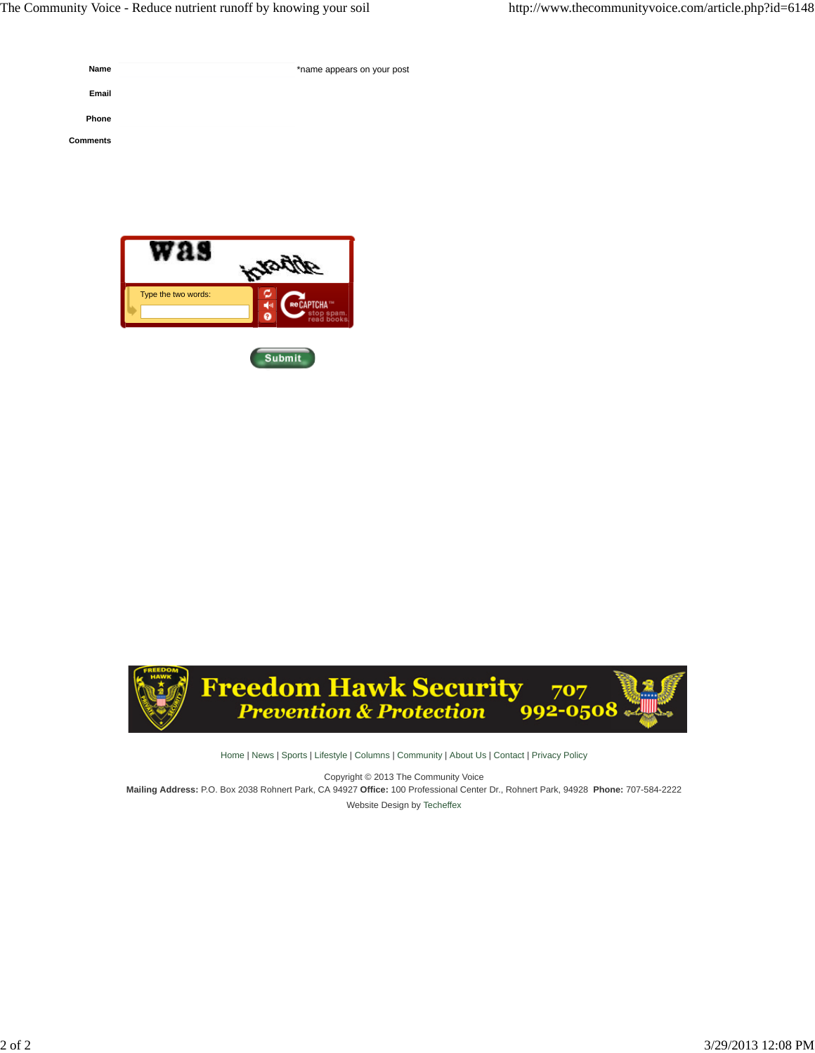Name *name appears on your post

Email

Phone

Comments

Type the two words:

Submit

Freedom Hawk Security 707 992-0508
Prevention & Protection

Home | News | Sports | Lifestyle | Columns | Community | About Us | Contact | Privacy Policy

Copyright © 2013 The Community Voice

**Mailing Address:** P.O. Box 2038 Rohnert Park, CA 94927 **Office:** 100 Professional Center Dr., Rohnert Park, 94928 **Phone:** 707-584-2222

Website Design by Techeffex